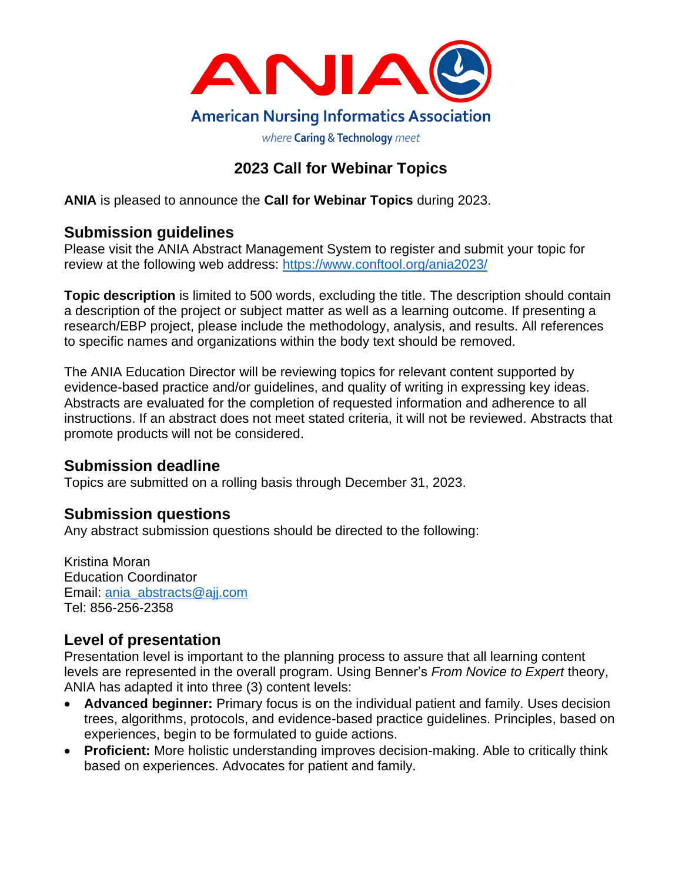ANIA

American Nursing Informatics Association

*where* Caring & Technology *meet*

# 2023 Call for Webinar Topics

**ANIA** is pleased to announce the **Call for Webinar Topics** during 2023.

## Submission guidelines

Please visit the ANIA Abstract Management System to register and submit your topic for review at the following web address: https://www.conftool.org/ania2023/

**Topic description** is limited to 500 words, excluding the title. The description should contain a description of the project or subject matter as well as a learning outcome. If presenting a research/EBP project, please include the methodology, analysis, and results. All references to specific names and organizations within the body text should be removed.

The ANIA Education Director will be reviewing topics for relevant content supported by evidence-based practice and/or guidelines, and quality of writing in expressing key ideas. Abstracts are evaluated for the completion of requested information and adherence to all instructions. If an abstract does not meet stated criteria, it will not be reviewed. Abstracts that promote products will not be considered.

## Submission deadline

Topics are submitted on a rolling basis through December 31, 2023.

## Submission questions

Any abstract submission questions should be directed to the following:

Kristina Moran
Education Coordinator
Email: ania_abstracts@ajj.com
Tel: 856-256-2358

## Level of presentation

Presentation level is important to the planning process to assure that all learning content levels are represented in the overall program. Using Benner's *From Novice to Expert* theory, ANIA has adapted it into three (3) content levels:

- **Advanced beginner:** Primary focus is on the individual patient and family. Uses decision trees, algorithms, protocols, and evidence-based practice guidelines. Principles, based on experiences, begin to be formulated to guide actions.
- **Proficient:** More holistic understanding improves decision-making. Able to critically think based on experiences. Advocates for patient and family.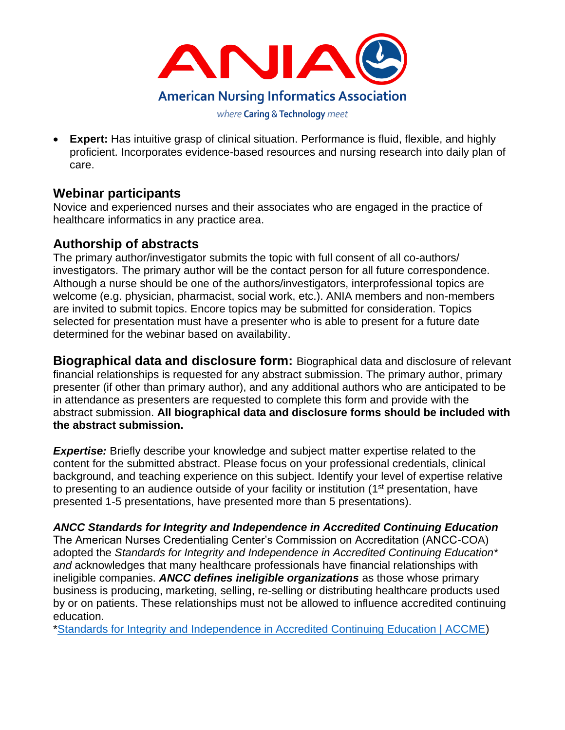- **Expert:** Has intuitive grasp of clinical situation. Performance is fluid, flexible, and highly proficient. Incorporates evidence-based resources and nursing research into daily plan of care.

## Webinar participants

Novice and experienced nurses and their associates who are engaged in the practice of healthcare informatics in any practice area.

## Authorship of abstracts

The primary author/investigator submits the topic with full consent of all co-authors/ investigators. The primary author will be the contact person for all future correspondence. Although a nurse should be one of the authors/investigators, interprofessional topics are welcome (e.g. physician, pharmacist, social work, etc.). ANIA members and non-members are invited to submit topics. Encore topics may be submitted for consideration. Topics selected for presentation must have a presenter who is able to present for a future date determined for the webinar based on availability.

**Biographical data and disclosure form:** Biographical data and disclosure of relevant financial relationships is requested for any abstract submission. The primary author, primary presenter (if other than primary author), and any additional authors who are anticipated to be in attendance as presenters are requested to complete this form and provide with the abstract submission. **All biographical data and disclosure forms should be included with the abstract submission.**

***Expertise:*** Briefly describe your knowledge and subject matter expertise related to the content for the submitted abstract. Please focus on your professional credentials, clinical background, and teaching experience on this subject. Identify your level of expertise relative to presenting to an audience outside of your facility or institution (1st presentation, have presented 1-5 presentations, have presented more than 5 presentations).

***ANCC Standards for Integrity and Independence in Accredited Continuing Education***

The American Nurses Credentialing Center's Commission on Accreditation (ANCC-COA) adopted the *Standards for Integrity and Independence in Accredited Continuing Education\* and* acknowledges that many healthcare professionals have financial relationships with ineligible companies. ***ANCC defines ineligible organizations*** as those whose primary business is producing, marketing, selling, re-selling or distributing healthcare products used by or on patients. These relationships must not be allowed to influence accredited continuing education.

*Standards for Integrity and Independence in Accredited Continuing Education | ACCME)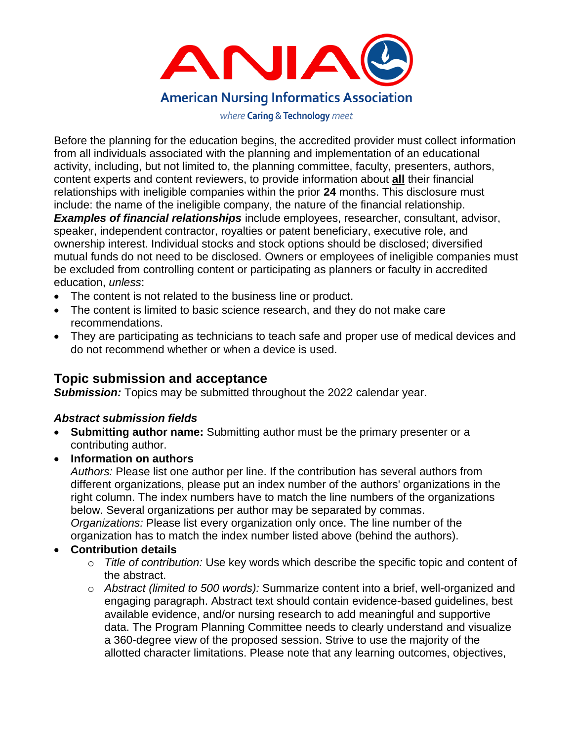Before the planning for the education begins, the accredited provider must collect information from all individuals associated with the planning and implementation of an educational activity, including, but not limited to, the planning committee, faculty, presenters, authors, content experts and content reviewers, to provide information about **all** their financial relationships with ineligible companies within the prior **24** months. This disclosure must include: the name of the ineligible company, the nature of the financial relationship. ***Examples of financial relationships*** include employees, researcher, consultant, advisor, speaker, independent contractor, royalties or patent beneficiary, executive role, and ownership interest. Individual stocks and stock options should be disclosed; diversified mutual funds do not need to be disclosed. Owners or employees of ineligible companies must be excluded from controlling content or participating as planners or faculty in accredited education, *unless*:

- The content is not related to the business line or product.
- The content is limited to basic science research, and they do not make care recommendations.
- They are participating as technicians to teach safe and proper use of medical devices and do not recommend whether or when a device is used.

## Topic submission and acceptance

***Submission:*** Topics may be submitted throughout the 2022 calendar year.

### *Abstract submission fields*

- **Submitting author name:** Submitting author must be the primary presenter or a contributing author.
- **Information on authors**
  *Authors:* Please list one author per line. If the contribution has several authors from different organizations, please put an index number of the authors' organizations in the right column. The index numbers have to match the line numbers of the organizations below. Several organizations per author may be separated by commas.
  *Organizations:* Please list every organization only once. The line number of the organization has to match the index number listed above (behind the authors).
- **Contribution details**
  - *Title of contribution:* Use key words which describe the specific topic and content of the abstract.
  - *Abstract (limited to 500 words):* Summarize content into a brief, well-organized and engaging paragraph. Abstract text should contain evidence-based guidelines, best available evidence, and/or nursing research to add meaningful and supportive data. The Program Planning Committee needs to clearly understand and visualize a 360-degree view of the proposed session. Strive to use the majority of the allotted character limitations. Please note that any learning outcomes, objectives,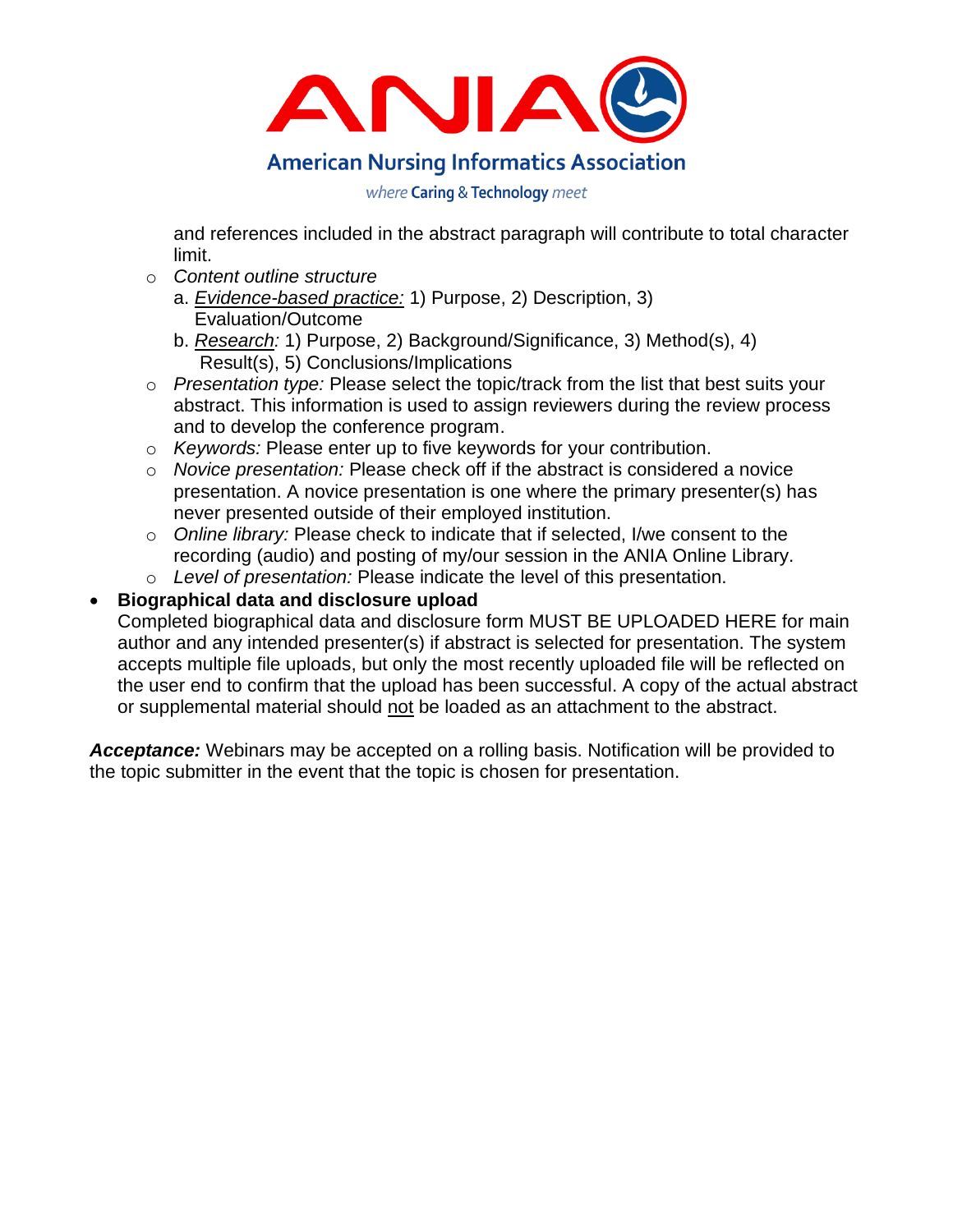and references included in the abstract paragraph will contribute to total character limit.

- *Content outline structure*
  a. *Evidence-based practice:* 1) Purpose, 2) Description, 3) Evaluation/Outcome
  b. *Research:* 1) Purpose, 2) Background/Significance, 3) Method(s), 4) Result(s), 5) Conclusions/Implications
- *Presentation type:* Please select the topic/track from the list that best suits your abstract. This information is used to assign reviewers during the review process and to develop the conference program.
- *Keywords:* Please enter up to five keywords for your contribution.
- *Novice presentation:* Please check off if the abstract is considered a novice presentation. A novice presentation is one where the primary presenter(s) has never presented outside of their employed institution.
- *Online library:* Please check to indicate that if selected, I/we consent to the recording (audio) and posting of my/our session in the ANIA Online Library.
- *Level of presentation:* Please indicate the level of this presentation.

- **Biographical data and disclosure upload**
  Completed biographical data and disclosure form MUST BE UPLOADED HERE for main author and any intended presenter(s) if abstract is selected for presentation. The system accepts multiple file uploads, but only the most recently uploaded file will be reflected on the user end to confirm that the upload has been successful. A copy of the actual abstract or supplemental material should not be loaded as an attachment to the abstract.

***Acceptance:*** Webinars may be accepted on a rolling basis. Notification will be provided to the topic submitter in the event that the topic is chosen for presentation.